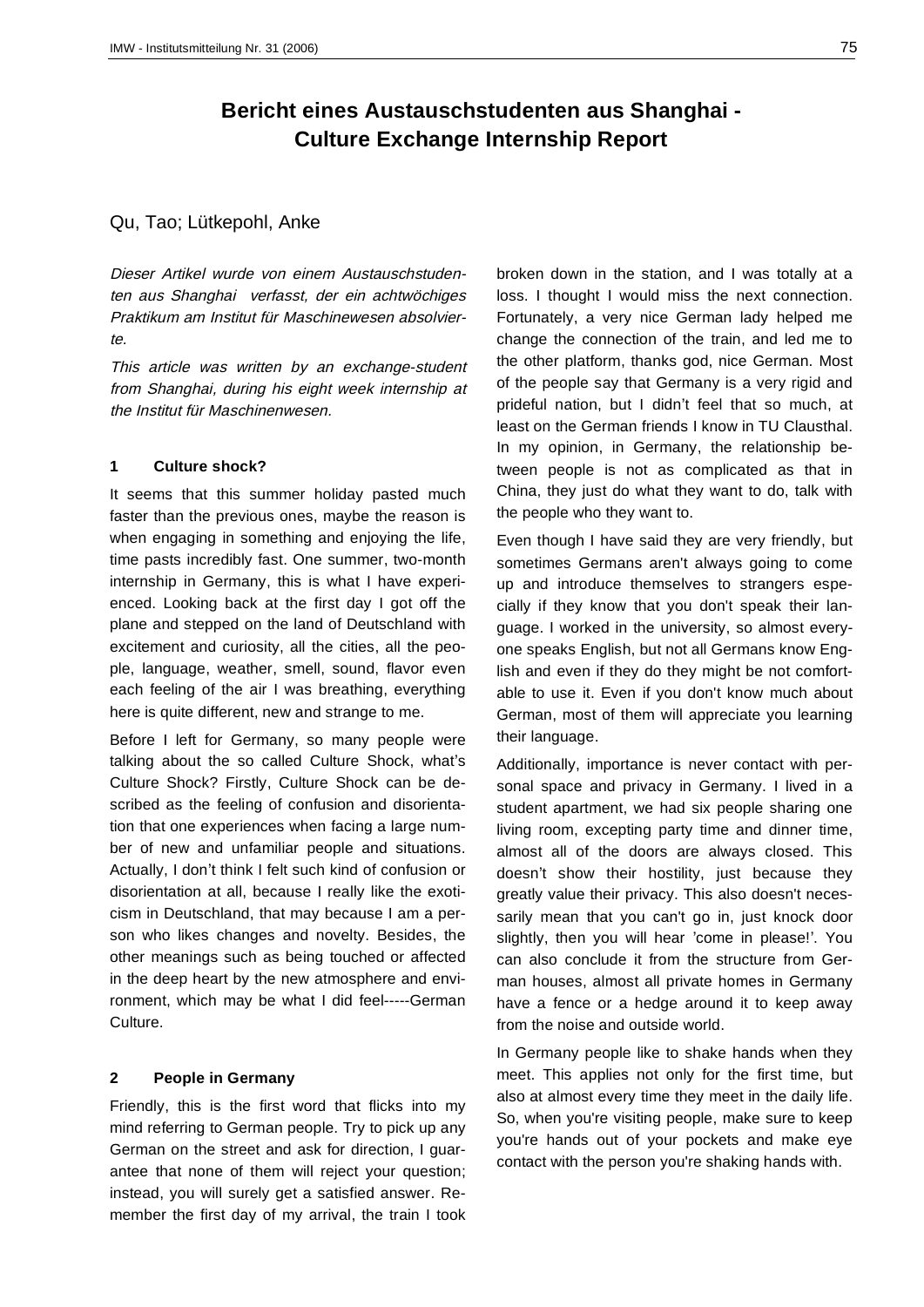# Bericht eines Austauschstudenten aus Shanghai - Culture Exchange Internship Report

Qu, Tao; Lütkepohl, Anke

*Dieser Artikel wurde von einem Austauschstudenten aus Shanghai verfasst, der ein achtwöchiges Praktikum am Institut für Maschinewesen absolvierte.*

*This article was written by an exchange-student from Shanghai, during his eight week internship at the Institut für Maschinenwesen.*

## 1 Culture shock?

It seems that this summer holiday pasted much faster than the previous ones, maybe the reason is when engaging in something and enjoying the life, time pasts incredibly fast. One summer, two-month internship in Germany, this is what I have experienced. Looking back at the first day I got off the plane and stepped on the land of Deutschland with excitement and curiosity, all the cities, all the people, language, weather, smell, sound, flavor even each feeling of the air I was breathing, everything here is quite different, new and strange to me.

Before I left for Germany, so many people were talking about the so called Culture Shock, what's Culture Shock? Firstly, Culture Shock can be described as the feeling of confusion and disorientation that one experiences when facing a large number of new and unfamiliar people and situations. Actually, I don't think I felt such kind of confusion or disorientation at all, because I really like the exoticism in Deutschland, that may because I am a person who likes changes and novelty. Besides, the other meanings such as being touched or affected in the deep heart by the new atmosphere and environment, which may be what I did feel-----German Culture.

## 2 People in Germany

Friendly, this is the first word that flicks into my mind referring to German people. Try to pick up any German on the street and ask for direction, I guarantee that none of them will reject your question; instead, you will surely get a satisfied answer. Remember the first day of my arrival, the train I took broken down in the station, and I was totally at a loss. I thought I would miss the next connection. Fortunately, a very nice German lady helped me change the connection of the train, and led me to the other platform, thanks god, nice German. Most of the people say that Germany is a very rigid and prideful nation, but I didn't feel that so much, at least on the German friends I know in TU Clausthal. In my opinion, in Germany, the relationship between people is not as complicated as that in China, they just do what they want to do, talk with the people who they want to.

Even though I have said they are very friendly, but sometimes Germans aren't always going to come up and introduce themselves to strangers especially if they know that you don't speak their language. I worked in the university, so almost everyone speaks English, but not all Germans know English and even if they do they might be not comfortable to use it. Even if you don't know much about German, most of them will appreciate you learning their language.

Additionally, importance is never contact with personal space and privacy in Germany. I lived in a student apartment, we had six people sharing one living room, excepting party time and dinner time, almost all of the doors are always closed. This doesn't show their hostility, just because they greatly value their privacy. This also doesn't necessarily mean that you can't go in, just knock door slightly, then you will hear 'come in please!'. You can also conclude it from the structure from German houses, almost all private homes in Germany have a fence or a hedge around it to keep away from the noise and outside world.

In Germany people like to shake hands when they meet. This applies not only for the first time, but also at almost every time they meet in the daily life. So, when you're visiting people, make sure to keep you're hands out of your pockets and make eye contact with the person you're shaking hands with.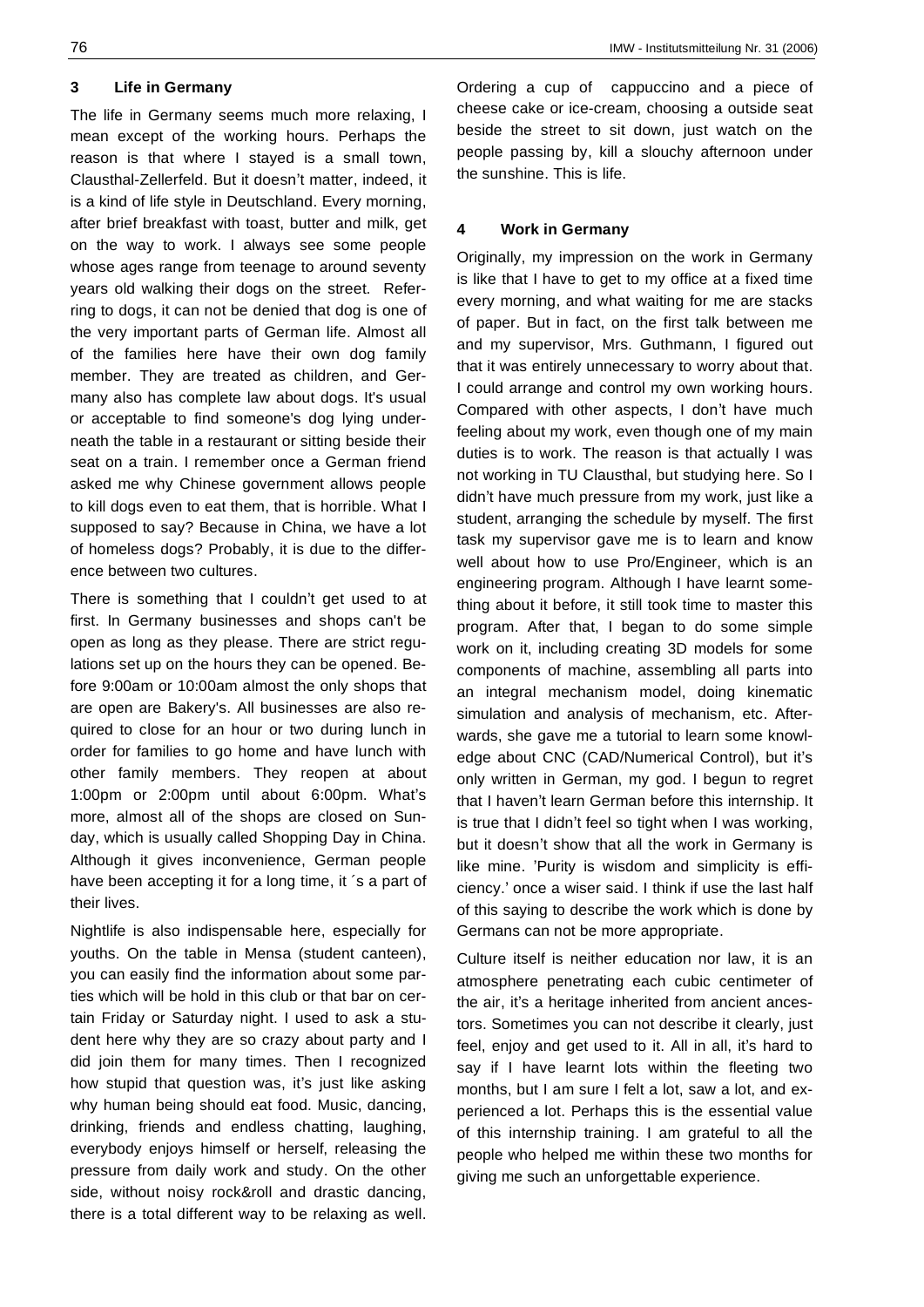## 3 Life in Germany

The life in Germany seems much more relaxing, I mean except of the working hours. Perhaps the reason is that where I stayed is a small town, Clausthal-Zellerfeld. But it doesn't matter, indeed, it is a kind of life style in Deutschland. Every morning, after brief breakfast with toast, butter and milk, get on the way to work. I always see some people whose ages range from teenage to around seventy years old walking their dogs on the street. Referring to dogs, it can not be denied that dog is one of the very important parts of German life. Almost all of the families here have their own dog family member. They are treated as children, and Germany also has complete law about dogs. It's usual or acceptable to find someone's dog lying underneath the table in a restaurant or sitting beside their seat on a train. I remember once a German friend asked me why Chinese government allows people to kill dogs even to eat them, that is horrible. What I supposed to say? Because in China, we have a lot of homeless dogs? Probably, it is due to the difference between two cultures.

There is something that I couldn't get used to at first. In Germany businesses and shops can't be open as long as they please. There are strict regulations set up on the hours they can be opened. Before 9:00am or 10:00am almost the only shops that are open are Bakery's. All businesses are also required to close for an hour or two during lunch in order for families to go home and have lunch with other family members. They reopen at about 1:00pm or 2:00pm until about 6:00pm. What's more, almost all of the shops are closed on Sunday, which is usually called Shopping Day in China. Although it gives inconvenience, German people have been accepting it for a long time, it ´s a part of their lives.

Nightlife is also indispensable here, especially for youths. On the table in Mensa (student canteen), you can easily find the information about some parties which will be hold in this club or that bar on certain Friday or Saturday night. I used to ask a student here why they are so crazy about party and I did join them for many times. Then I recognized how stupid that question was, it's just like asking why human being should eat food. Music, dancing, drinking, friends and endless chatting, laughing, everybody enjoys himself or herself, releasing the pressure from daily work and study. On the other side, without noisy rock&roll and drastic dancing, there is a total different way to be relaxing as well. Ordering a cup of cappuccino and a piece of cheese cake or ice-cream, choosing a outside seat beside the street to sit down, just watch on the people passing by, kill a slouchy afternoon under the sunshine. This is life.

## 4 Work in Germany

Originally, my impression on the work in Germany is like that I have to get to my office at a fixed time every morning, and what waiting for me are stacks of paper. But in fact, on the first talk between me and my supervisor, Mrs. Guthmann, I figured out that it was entirely unnecessary to worry about that. I could arrange and control my own working hours. Compared with other aspects, I don't have much feeling about my work, even though one of my main duties is to work. The reason is that actually I was not working in TU Clausthal, but studying here. So I didn't have much pressure from my work, just like a student, arranging the schedule by myself. The first task my supervisor gave me is to learn and know well about how to use Pro/Engineer, which is an engineering program. Although I have learnt something about it before, it still took time to master this program. After that, I began to do some simple work on it, including creating 3D models for some components of machine, assembling all parts into an integral mechanism model, doing kinematic simulation and analysis of mechanism, etc. Afterwards, she gave me a tutorial to learn some knowledge about CNC (CAD/Numerical Control), but it's only written in German, my god. I begun to regret that I haven't learn German before this internship. It is true that I didn't feel so tight when I was working, but it doesn't show that all the work in Germany is like mine. 'Purity is wisdom and simplicity is efficiency.' once a wiser said. I think if use the last half of this saying to describe the work which is done by Germans can not be more appropriate.

Culture itself is neither education nor law, it is an atmosphere penetrating each cubic centimeter of the air, it's a heritage inherited from ancient ancestors. Sometimes you can not describe it clearly, just feel, enjoy and get used to it. All in all, it's hard to say if I have learnt lots within the fleeting two months, but I am sure I felt a lot, saw a lot, and experienced a lot. Perhaps this is the essential value of this internship training. I am grateful to all the people who helped me within these two months for giving me such an unforgettable experience.